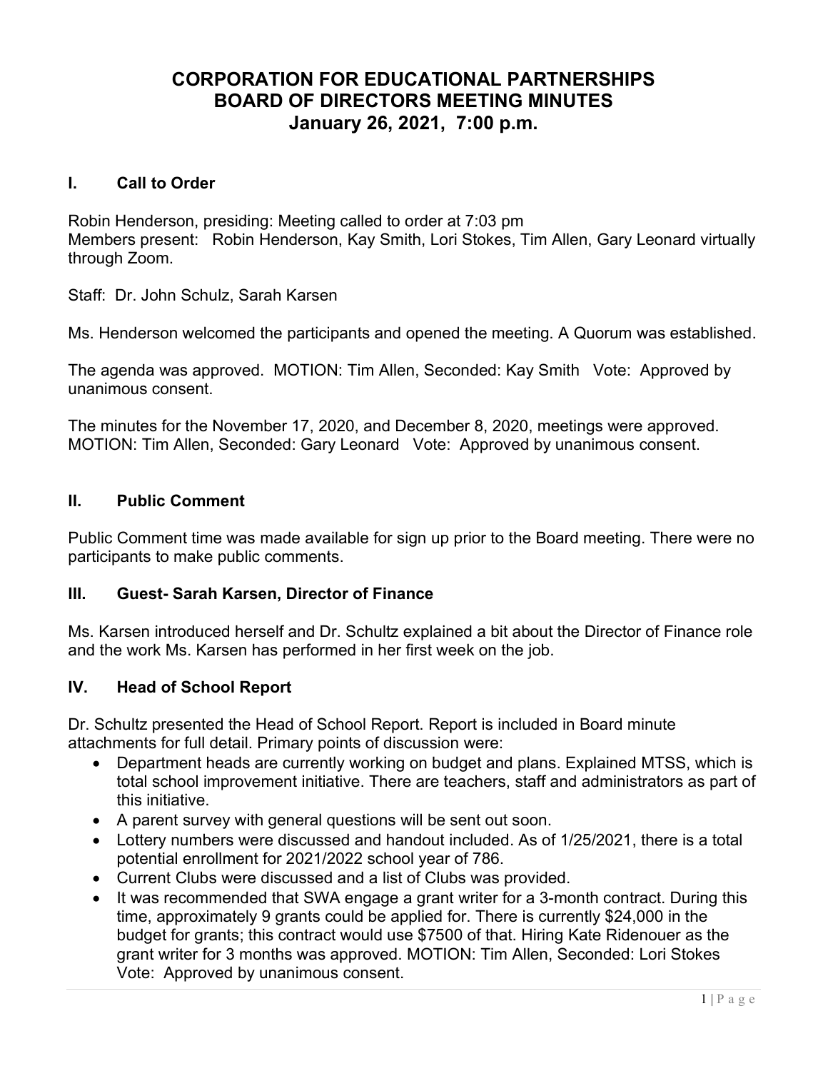# CORPORATION FOR EDUCATIONAL PARTNERSHIPS
# BOARD OF DIRECTORS MEETING MINUTES
# January 26, 2021, 7:00 p.m.

## I. Call to Order

Robin Henderson, presiding: Meeting called to order at 7:03 pm
Members present: Robin Henderson, Kay Smith, Lori Stokes, Tim Allen, Gary Leonard virtually through Zoom.

Staff: Dr. John Schulz, Sarah Karsen

Ms. Henderson welcomed the participants and opened the meeting. A Quorum was established.

The agenda was approved. MOTION: Tim Allen, Seconded: Kay Smith Vote: Approved by unanimous consent.

The minutes for the November 17, 2020, and December 8, 2020, meetings were approved. MOTION: Tim Allen, Seconded: Gary Leonard Vote: Approved by unanimous consent.

## II. Public Comment

Public Comment time was made available for sign up prior to the Board meeting. There were no participants to make public comments.

## III. Guest- Sarah Karsen, Director of Finance

Ms. Karsen introduced herself and Dr. Schultz explained a bit about the Director of Finance role and the work Ms. Karsen has performed in her first week on the job.

## IV. Head of School Report

Dr. Schultz presented the Head of School Report. Report is included in Board minute attachments for full detail. Primary points of discussion were:

- Department heads are currently working on budget and plans. Explained MTSS, which is total school improvement initiative. There are teachers, staff and administrators as part of this initiative.
- A parent survey with general questions will be sent out soon.
- Lottery numbers were discussed and handout included. As of 1/25/2021, there is a total potential enrollment for 2021/2022 school year of 786.
- Current Clubs were discussed and a list of Clubs was provided.
- It was recommended that SWA engage a grant writer for a 3-month contract. During this time, approximately 9 grants could be applied for. There is currently $24,000 in the budget for grants; this contract would use $7500 of that. Hiring Kate Ridenouer as the grant writer for 3 months was approved. MOTION: Tim Allen, Seconded: Lori Stokes Vote: Approved by unanimous consent.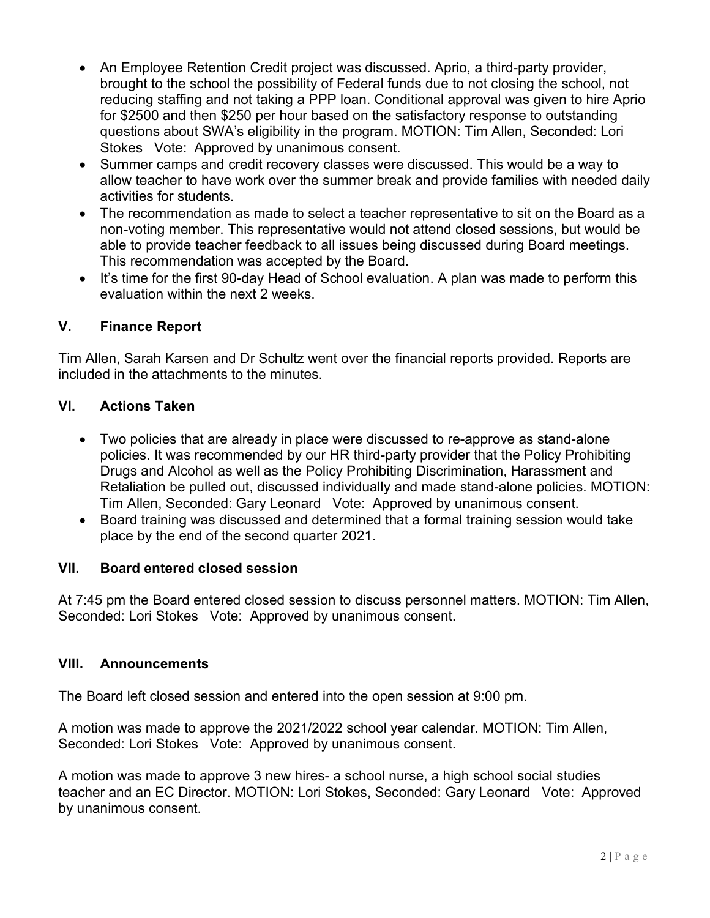- An Employee Retention Credit project was discussed. Aprio, a third-party provider, brought to the school the possibility of Federal funds due to not closing the school, not reducing staffing and not taking a PPP loan. Conditional approval was given to hire Aprio for $2500 and then $250 per hour based on the satisfactory response to outstanding questions about SWA's eligibility in the program. MOTION: Tim Allen, Seconded: Lori Stokes Vote: Approved by unanimous consent.
- Summer camps and credit recovery classes were discussed. This would be a way to allow teacher to have work over the summer break and provide families with needed daily activities for students.
- The recommendation as made to select a teacher representative to sit on the Board as a non-voting member. This representative would not attend closed sessions, but would be able to provide teacher feedback to all issues being discussed during Board meetings. This recommendation was accepted by the Board.
- It's time for the first 90-day Head of School evaluation. A plan was made to perform this evaluation within the next 2 weeks.

## V. Finance Report

Tim Allen, Sarah Karsen and Dr Schultz went over the financial reports provided. Reports are included in the attachments to the minutes.

## VI. Actions Taken

- Two policies that are already in place were discussed to re-approve as stand-alone policies. It was recommended by our HR third-party provider that the Policy Prohibiting Drugs and Alcohol as well as the Policy Prohibiting Discrimination, Harassment and Retaliation be pulled out, discussed individually and made stand-alone policies. MOTION: Tim Allen, Seconded: Gary Leonard Vote: Approved by unanimous consent.
- Board training was discussed and determined that a formal training session would take place by the end of the second quarter 2021.

## VII. Board entered closed session

At 7:45 pm the Board entered closed session to discuss personnel matters. MOTION: Tim Allen, Seconded: Lori Stokes Vote: Approved by unanimous consent.

## VIII. Announcements

The Board left closed session and entered into the open session at 9:00 pm.

A motion was made to approve the 2021/2022 school year calendar. MOTION: Tim Allen, Seconded: Lori Stokes Vote: Approved by unanimous consent.

A motion was made to approve 3 new hires- a school nurse, a high school social studies teacher and an EC Director. MOTION: Lori Stokes, Seconded: Gary Leonard Vote: Approved by unanimous consent.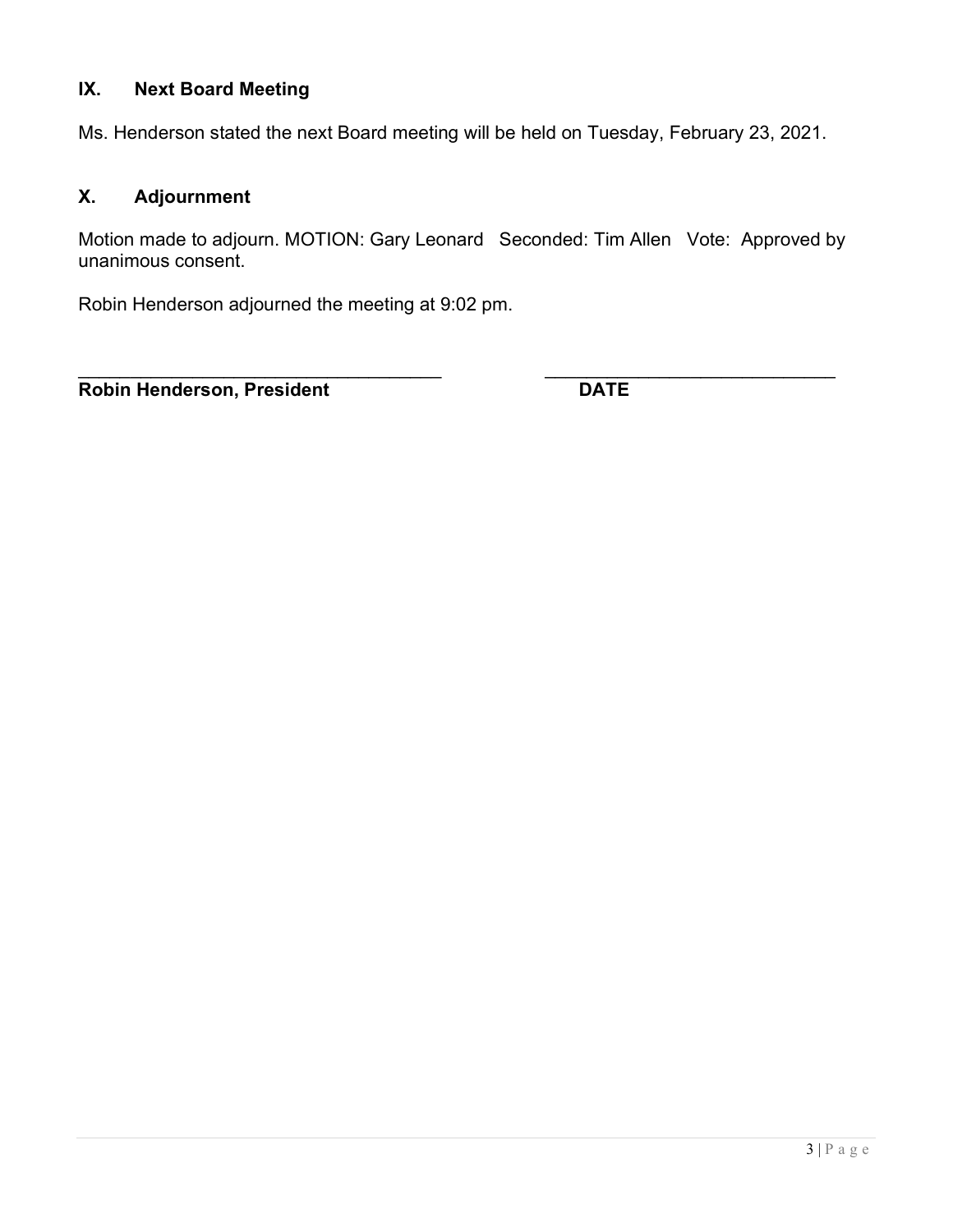## IX. Next Board Meeting

Ms. Henderson stated the next Board meeting will be held on Tuesday, February 23, 2021.

## X. Adjournment

Motion made to adjourn. MOTION: Gary Leonard Seconded: Tim Allen Vote: Approved by unanimous consent.

Robin Henderson adjourned the meeting at 9:02 pm.

\_\_\_\_\_\_\_\_\_\_\_\_\_\_\_\_\_\_\_\_\_\_\_\_\_\_\_\_\_\_\_\_\_\_\_\_ \_\_\_\_\_\_\_\_\_\_\_\_\_\_\_\_\_\_\_\_\_\_\_\_\_\_\_\_\_\_

**Robin Henderson, President** **DATE**